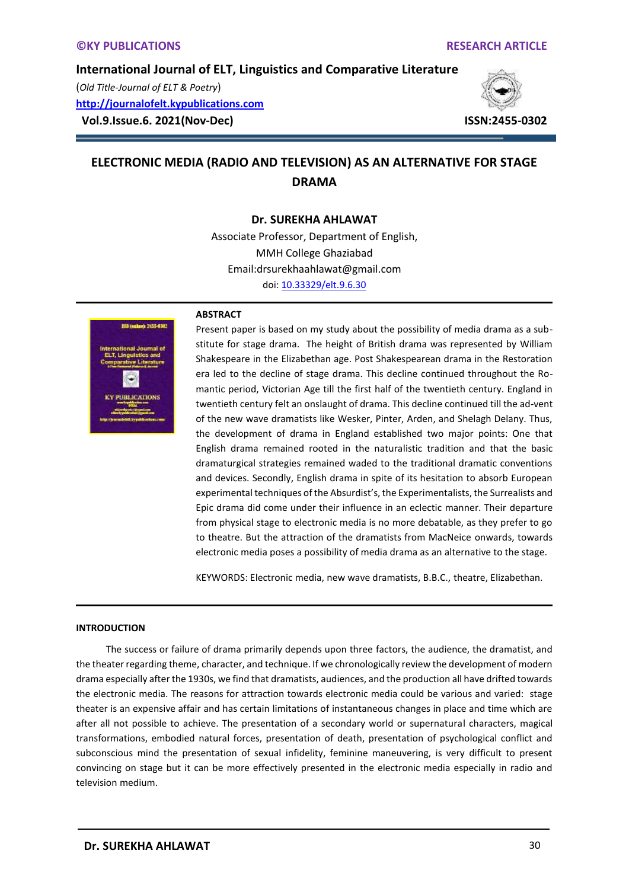# ELECTRONIC MEDIA (RADIO AND TELEVISION) AS AN ALTERNATIVE FOR STAGE DRAMA

**Dr. SUREKHA AHLAWAT**

Associate Professor, Department of English,
MMH College Ghaziabad
Email:drsurekhaahlawat@gmail.com
doi: 10.33329/elt.9.6.30

## ABSTRACT

Present paper is based on my study about the possibility of media drama as a substitute for stage drama. The height of British drama was represented by William Shakespeare in the Elizabethan age. Post Shakespearean drama in the Restoration era led to the decline of stage drama. This decline continued throughout the Romantic period, Victorian Age till the first half of the twentieth century. England in twentieth century felt an onslaught of drama. This decline continued till the ad-vent of the new wave dramatists like Wesker, Pinter, Arden, and Shelagh Delany. Thus, the development of drama in England established two major points: One that English drama remained rooted in the naturalistic tradition and that the basic dramaturgical strategies remained waded to the traditional dramatic conventions and devices. Secondly, English drama in spite of its hesitation to absorb European experimental techniques of the Absurdist's, the Experimentalists, the Surrealists and Epic drama did come under their influence in an eclectic manner. Their departure from physical stage to electronic media is no more debatable, as they prefer to go to theatre. But the attraction of the dramatists from MacNeice onwards, towards electronic media poses a possibility of media drama as an alternative to the stage.

KEYWORDS: Electronic media, new wave dramatists, B.B.C., theatre, Elizabethan.

## INTRODUCTION

The success or failure of drama primarily depends upon three factors, the audience, the dramatist, and the theater regarding theme, character, and technique. If we chronologically review the development of modern drama especially after the 1930s, we find that dramatists, audiences, and the production all have drifted towards the electronic media. The reasons for attraction towards electronic media could be various and varied: stage theater is an expensive affair and has certain limitations of instantaneous changes in place and time which are after all not possible to achieve. The presentation of a secondary world or supernatural characters, magical transformations, embodied natural forces, presentation of death, presentation of psychological conflict and subconscious mind the presentation of sexual infidelity, feminine maneuvering, is very difficult to present convincing on stage but it can be more effectively presented in the electronic media especially in radio and television medium.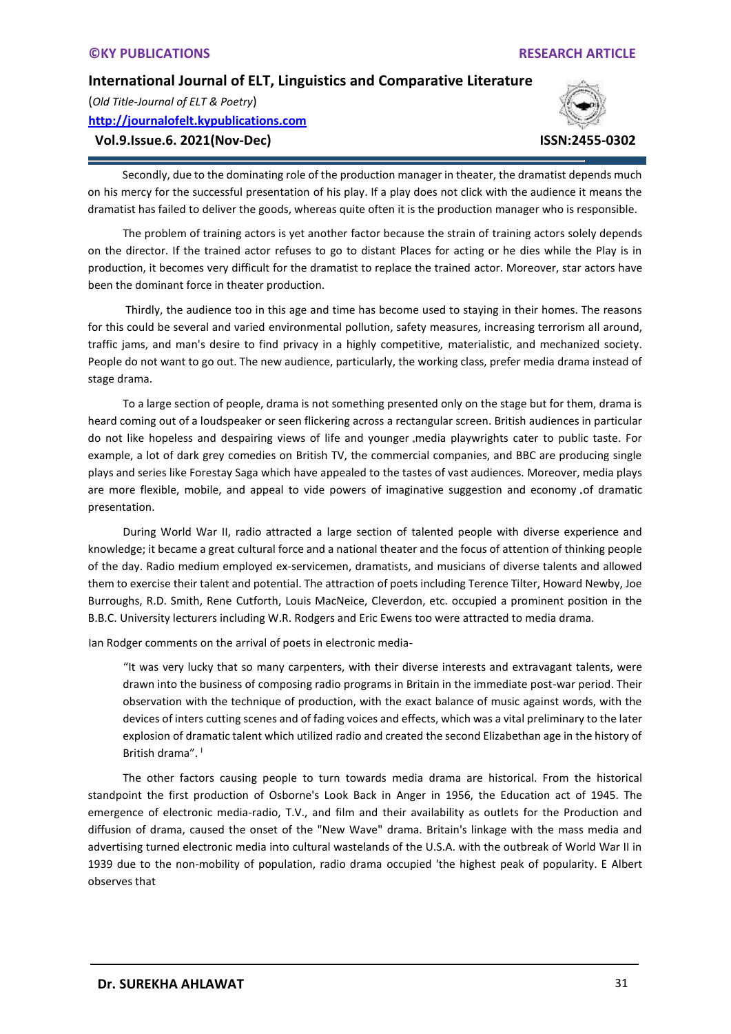Secondly, due to the dominating role of the production manager in theater, the dramatist depends much on his mercy for the successful presentation of his play. If a play does not click with the audience it means the dramatist has failed to deliver the goods, whereas quite often it is the production manager who is responsible.

The problem of training actors is yet another factor because the strain of training actors solely depends on the director. If the trained actor refuses to go to distant Places for acting or he dies while the Play is in production, it becomes very difficult for the dramatist to replace the trained actor. Moreover, star actors have been the dominant force in theater production.

Thirdly, the audience too in this age and time has become used to staying in their homes. The reasons for this could be several and varied environmental pollution, safety measures, increasing terrorism all around, traffic jams, and man's desire to find privacy in a highly competitive, materialistic, and mechanized society. People do not want to go out. The new audience, particularly, the working class, prefer media drama instead of stage drama.

To a large section of people, drama is not something presented only on the stage but for them, drama is heard coming out of a loudspeaker or seen flickering across a rectangular screen. British audiences in particular do not like hopeless and despairing views of life and younger ,media playwrights cater to public taste. For example, a lot of dark grey comedies on British TV, the commercial companies, and BBC are producing single plays and series like Forestay Saga which have appealed to the tastes of vast audiences. Moreover, media plays are more flexible, mobile, and appeal to vide powers of imaginative suggestion and economy .of dramatic presentation.

During World War II, radio attracted a large section of talented people with diverse experience and knowledge; it became a great cultural force and a national theater and the focus of attention of thinking people of the day. Radio medium employed ex-servicemen, dramatists, and musicians of diverse talents and allowed them to exercise their talent and potential. The attraction of poets including Terence Tilter, Howard Newby, Joe Burroughs, R.D. Smith, Rene Cutforth, Louis MacNeice, Cleverdon, etc. occupied a prominent position in the B.B.C. University lecturers including W.R. Rodgers and Eric Ewens too were attracted to media drama.

Ian Rodger comments on the arrival of poets in electronic media-

> "It was very lucky that so many carpenters, with their diverse interests and extravagant talents, were drawn into the business of composing radio programs in Britain in the immediate post-war period. Their observation with the technique of production, with the exact balance of music against words, with the devices of inters cutting scenes and of fading voices and effects, which was a vital preliminary to the later explosion of dramatic talent which utilized radio and created the second Elizabethan age in the history of British drama". [I]

The other factors causing people to turn towards media drama are historical. From the historical standpoint the first production of Osborne's Look Back in Anger in 1956, the Education act of 1945. The emergence of electronic media-radio, T.V., and film and their availability as outlets for the Production and diffusion of drama, caused the onset of the "New Wave" drama. Britain's linkage with the mass media and advertising turned electronic media into cultural wastelands of the U.S.A. with the outbreak of World War II in 1939 due to the non-mobility of population, radio drama occupied 'the highest peak of popularity. E Albert observes that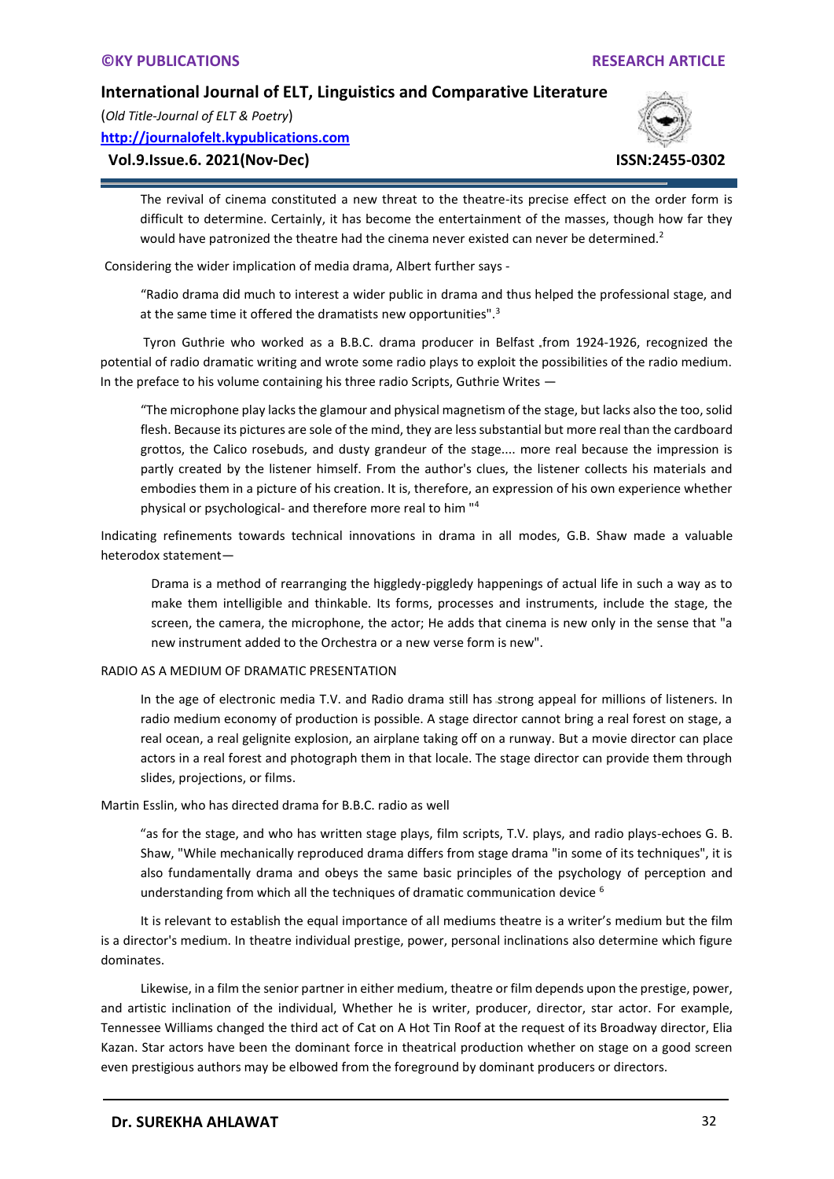> The revival of cinema constituted a new threat to the theatre-its precise effect on the order form is difficult to determine. Certainly, it has become the entertainment of the masses, though how far they would have patronized the theatre had the cinema never existed can never be determined.[2]

Considering the wider implication of media drama, Albert further says -

> "Radio drama did much to interest a wider public in drama and thus helped the professional stage, and at the same time it offered the dramatists new opportunities".[3]

Tyron Guthrie who worked as a B.B.C. drama producer in Belfast ,from 1924-1926, recognized the potential of radio dramatic writing and wrote some radio plays to exploit the possibilities of the radio medium. In the preface to his volume containing his three radio Scripts, Guthrie Writes —

> "The microphone play lacks the glamour and physical magnetism of the stage, but lacks also the too, solid flesh. Because its pictures are sole of the mind, they are less substantial but more real than the cardboard grottos, the Calico rosebuds, and dusty grandeur of the stage.... more real because the impression is partly created by the listener himself. From the author's clues, the listener collects his materials and embodies them in a picture of his creation. It is, therefore, an expression of his own experience whether physical or psychological- and therefore more real to him "[4]

Indicating refinements towards technical innovations in drama in all modes, G.B. Shaw made a valuable heterodox statement—

> Drama is a method of rearranging the higgledy-piggledy happenings of actual life in such a way as to make them intelligible and thinkable. Its forms, processes and instruments, include the stage, the screen, the camera, the microphone, the actor; He adds that cinema is new only in the sense that "a new instrument added to the Orchestra or a new verse form is new".

## RADIO AS A MEDIUM OF DRAMATIC PRESENTATION

In the age of electronic media T.V. and Radio drama still has strong appeal for millions of listeners. In radio medium economy of production is possible. A stage director cannot bring a real forest on stage, a real ocean, a real gelignite explosion, an airplane taking off on a runway. But a movie director can place actors in a real forest and photograph them in that locale. The stage director can provide them through slides, projections, or films.

Martin Esslin, who has directed drama for B.B.C. radio as well

> "as for the stage, and who has written stage plays, film scripts, T.V. plays, and radio plays-echoes G. B. Shaw, "While mechanically reproduced drama differs from stage drama "in some of its techniques", it is also fundamentally drama and obeys the same basic principles of the psychology of perception and understanding from which all the techniques of dramatic communication device [6]

It is relevant to establish the equal importance of all mediums theatre is a writer's medium but the film is a director's medium. In theatre individual prestige, power, personal inclinations also determine which figure dominates.

Likewise, in a film the senior partner in either medium, theatre or film depends upon the prestige, power, and artistic inclination of the individual, Whether he is writer, producer, director, star actor. For example, Tennessee Williams changed the third act of Cat on A Hot Tin Roof at the request of its Broadway director, Elia Kazan. Star actors have been the dominant force in theatrical production whether on stage on a good screen even prestigious authors may be elbowed from the foreground by dominant producers or directors.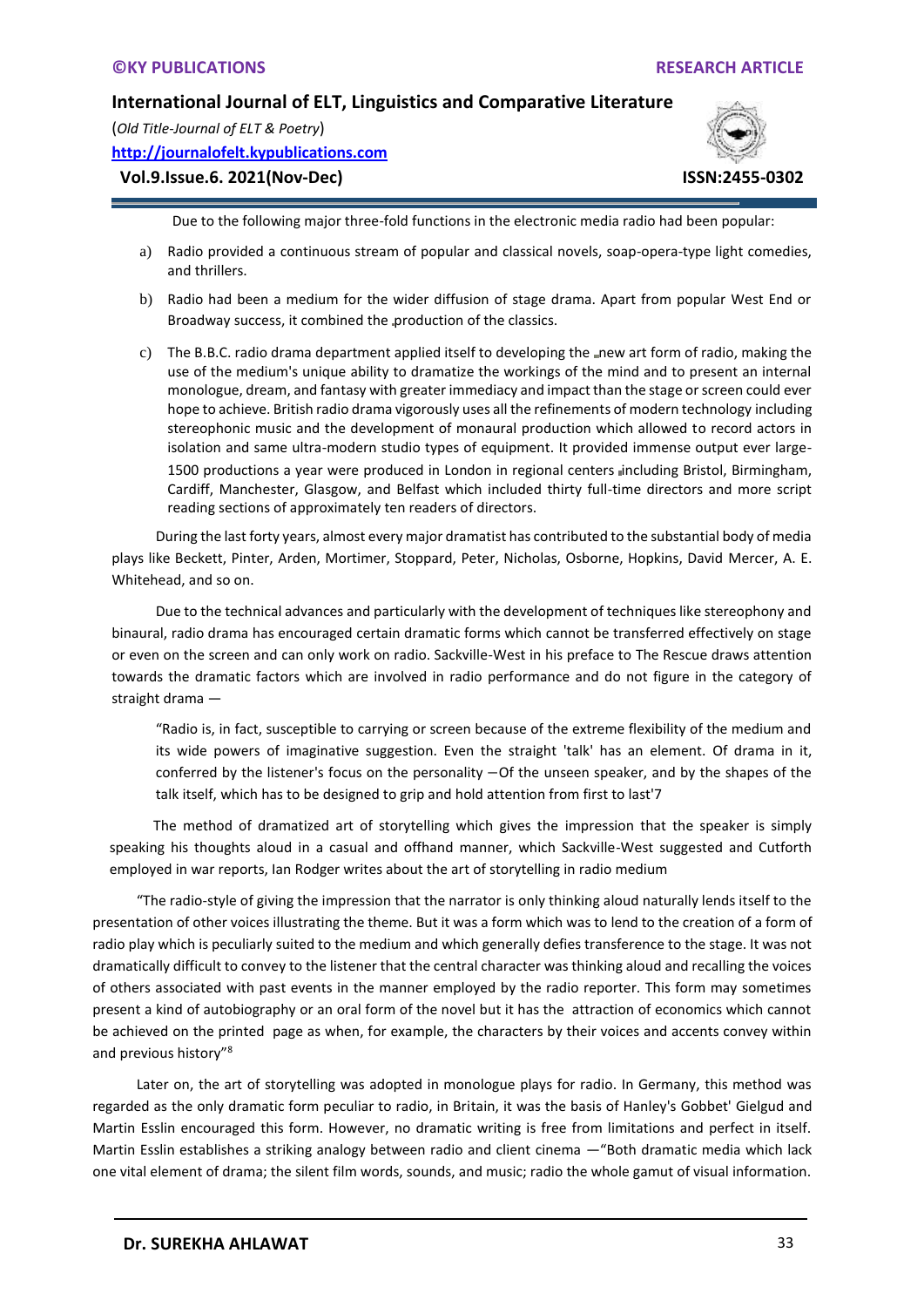Due to the following major three-fold functions in the electronic media radio had been popular:

a) Radio provided a continuous stream of popular and classical novels, soap-opera-type light comedies, and thrillers.

b) Radio had been a medium for the wider diffusion of stage drama. Apart from popular West End or Broadway success, it combined the production of the classics.

c) The B.B.C. radio drama department applied itself to developing the new art form of radio, making the use of the medium's unique ability to dramatize the workings of the mind and to present an internal monologue, dream, and fantasy with greater immediacy and impact than the stage or screen could ever hope to achieve. British radio drama vigorously uses all the refinements of modern technology including stereophonic music and the development of monaural production which allowed to record actors in isolation and same ultra-modern studio types of equipment. It provided immense output ever large-1500 productions a year were produced in London in regional centers including Bristol, Birmingham, Cardiff, Manchester, Glasgow, and Belfast which included thirty full-time directors and more script reading sections of approximately ten readers of directors.

During the last forty years, almost every major dramatist has contributed to the substantial body of media plays like Beckett, Pinter, Arden, Mortimer, Stoppard, Peter, Nicholas, Osborne, Hopkins, David Mercer, A. E. Whitehead, and so on.

Due to the technical advances and particularly with the development of techniques like stereophony and binaural, radio drama has encouraged certain dramatic forms which cannot be transferred effectively on stage or even on the screen and can only work on radio. Sackville-West in his preface to The Rescue draws attention towards the dramatic factors which are involved in radio performance and do not figure in the category of straight drama —

> "Radio is, in fact, susceptible to carrying or screen because of the extreme flexibility of the medium and its wide powers of imaginative suggestion. Even the straight 'talk' has an element. Of drama in it, conferred by the listener's focus on the personality —Of the unseen speaker, and by the shapes of the talk itself, which has to be designed to grip and hold attention from first to last'7

The method of dramatized art of storytelling which gives the impression that the speaker is simply speaking his thoughts aloud in a casual and offhand manner, which Sackville-West suggested and Cutforth employed in war reports, Ian Rodger writes about the art of storytelling in radio medium

"The radio-style of giving the impression that the narrator is only thinking aloud naturally lends itself to the presentation of other voices illustrating the theme. But it was a form which was to lend to the creation of a form of radio play which is peculiarly suited to the medium and which generally defies transference to the stage. It was not dramatically difficult to convey to the listener that the central character was thinking aloud and recalling the voices of others associated with past events in the manner employed by the radio reporter. This form may sometimes present a kind of autobiography or an oral form of the novel but it has the attraction of economics which cannot be achieved on the printed page as when, for example, the characters by their voices and accents convey within and previous history"[8]

Later on, the art of storytelling was adopted in monologue plays for radio. In Germany, this method was regarded as the only dramatic form peculiar to radio, in Britain, it was the basis of Hanley's Gobbet' Gielgud and Martin Esslin encouraged this form. However, no dramatic writing is free from limitations and perfect in itself. Martin Esslin establishes a striking analogy between radio and client cinema —"Both dramatic media which lack one vital element of drama; the silent film words, sounds, and music; radio the whole gamut of visual information.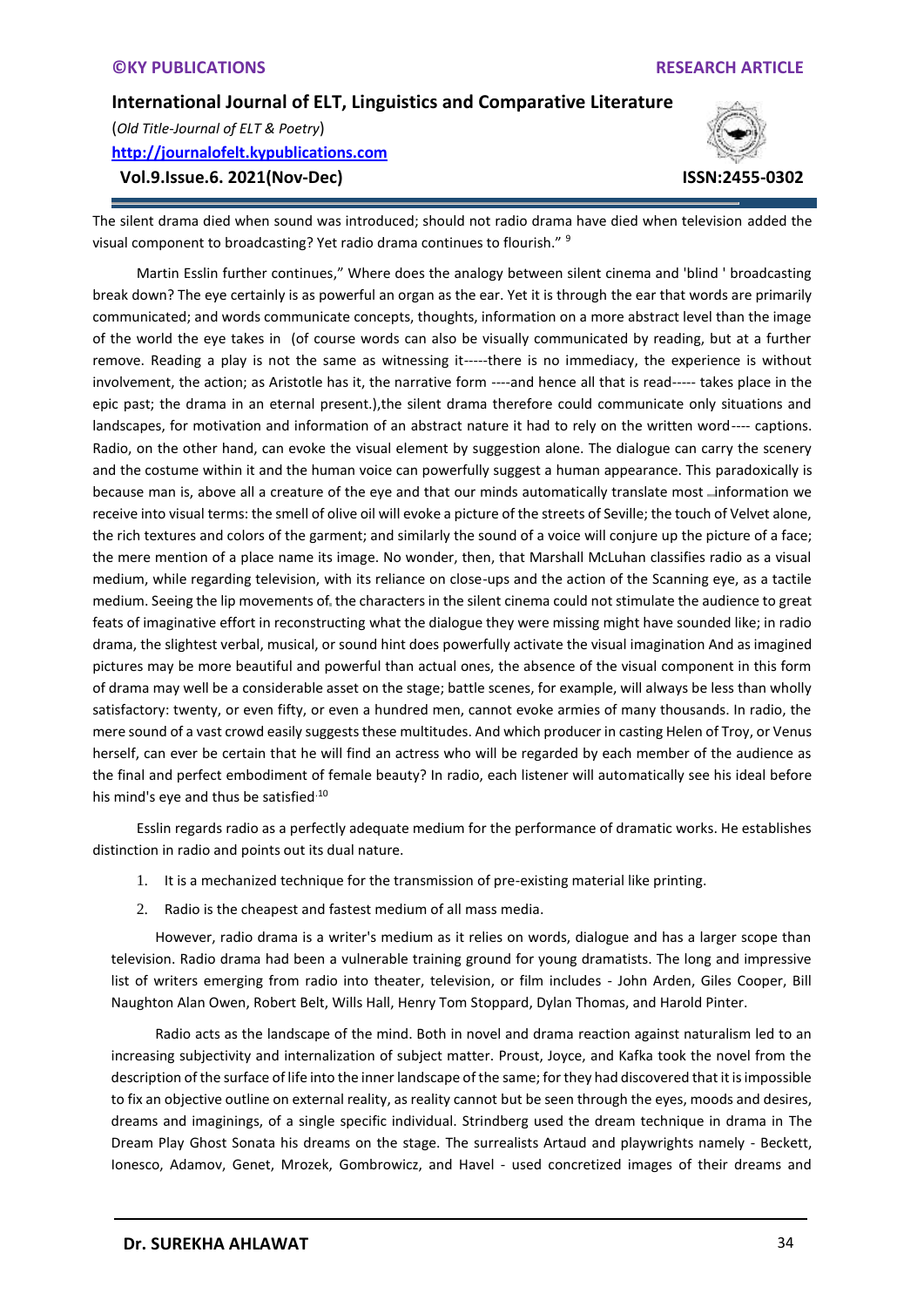The silent drama died when sound was introduced; should not radio drama have died when television added the visual component to broadcasting? Yet radio drama continues to flourish." [9]

Martin Esslin further continues," Where does the analogy between silent cinema and 'blind ' broadcasting break down? The eye certainly is as powerful an organ as the ear. Yet it is through the ear that words are primarily communicated; and words communicate concepts, thoughts, information on a more abstract level than the image of the world the eye takes in (of course words can also be visually communicated by reading, but at a further remove. Reading a play is not the same as witnessing it-----there is no immediacy, the experience is without involvement, the action; as Aristotle has it, the narrative form ----and hence all that is read----- takes place in the epic past; the drama in an eternal present.),the silent drama therefore could communicate only situations and landscapes, for motivation and information of an abstract nature it had to rely on the written word---- captions. Radio, on the other hand, can evoke the visual element by suggestion alone. The dialogue can carry the scenery and the costume within it and the human voice can powerfully suggest a human appearance. This paradoxically is because man is, above all a creature of the eye and that our minds automatically translate most information we receive into visual terms: the smell of olive oil will evoke a picture of the streets of Seville; the touch of Velvet alone, the rich textures and colors of the garment; and similarly the sound of a voice will conjure up the picture of a face; the mere mention of a place name its image. No wonder, then, that Marshall McLuhan classifies radio as a visual medium, while regarding television, with its reliance on close-ups and the action of the Scanning eye, as a tactile medium. Seeing the lip movements of the characters in the silent cinema could not stimulate the audience to great feats of imaginative effort in reconstructing what the dialogue they were missing might have sounded like; in radio drama, the slightest verbal, musical, or sound hint does powerfully activate the visual imagination And as imagined pictures may be more beautiful and powerful than actual ones, the absence of the visual component in this form of drama may well be a considerable asset on the stage; battle scenes, for example, will always be less than wholly satisfactory: twenty, or even fifty, or even a hundred men, cannot evoke armies of many thousands. In radio, the mere sound of a vast crowd easily suggests these multitudes. And which producer in casting Helen of Troy, or Venus herself, can ever be certain that he will find an actress who will be regarded by each member of the audience as the final and perfect embodiment of female beauty? In radio, each listener will automatically see his ideal before his mind's eye and thus be satisfied.[10]

Esslin regards radio as a perfectly adequate medium for the performance of dramatic works. He establishes distinction in radio and points out its dual nature.

1. It is a mechanized technique for the transmission of pre-existing material like printing.
2. Radio is the cheapest and fastest medium of all mass media.

However, radio drama is a writer's medium as it relies on words, dialogue and has a larger scope than television. Radio drama had been a vulnerable training ground for young dramatists. The long and impressive list of writers emerging from radio into theater, television, or film includes - John Arden, Giles Cooper, Bill Naughton Alan Owen, Robert Belt, Wills Hall, Henry Tom Stoppard, Dylan Thomas, and Harold Pinter.

Radio acts as the landscape of the mind. Both in novel and drama reaction against naturalism led to an increasing subjectivity and internalization of subject matter. Proust, Joyce, and Kafka took the novel from the description of the surface of life into the inner landscape of the same; for they had discovered that it is impossible to fix an objective outline on external reality, as reality cannot but be seen through the eyes, moods and desires, dreams and imaginings, of a single specific individual. Strindberg used the dream technique in drama in The Dream Play Ghost Sonata his dreams on the stage. The surrealists Artaud and playwrights namely - Beckett, Ionesco, Adamov, Genet, Mrozek, Gombrowicz, and Havel - used concretized images of their dreams and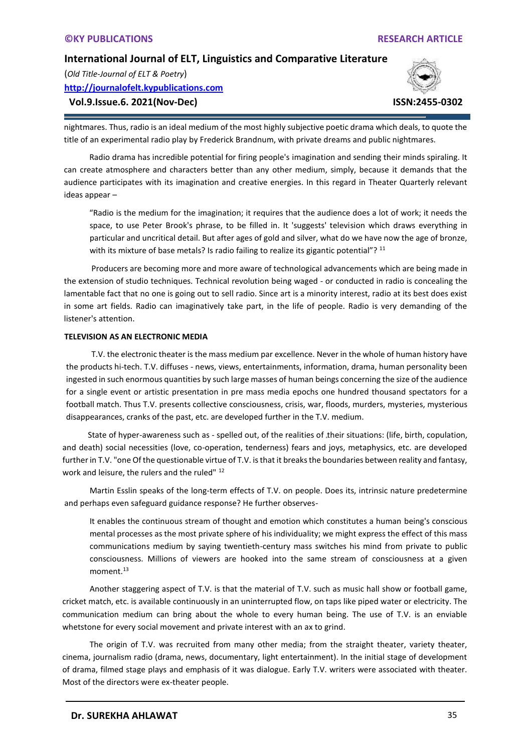nightmares. Thus, radio is an ideal medium of the most highly subjective poetic drama which deals, to quote the title of an experimental radio play by Frederick Brandnum, with private dreams and public nightmares.

Radio drama has incredible potential for firing people's imagination and sending their minds spiraling. It can create atmosphere and characters better than any other medium, simply, because it demands that the audience participates with its imagination and creative energies. In this regard in Theater Quarterly relevant ideas appear –

> "Radio is the medium for the imagination; it requires that the audience does a lot of work; it needs the space, to use Peter Brook's phrase, to be filled in. It 'suggests' television which draws everything in particular and uncritical detail. But after ages of gold and silver, what do we have now the age of bronze, with its mixture of base metals? Is radio failing to realize its gigantic potential"? [11]

Producers are becoming more and more aware of technological advancements which are being made in the extension of studio techniques. Technical revolution being waged - or conducted in radio is concealing the lamentable fact that no one is going out to sell radio. Since art is a minority interest, radio at its best does exist in some art fields. Radio can imaginatively take part, in the life of people. Radio is very demanding of the listener's attention.

**TELEVISION AS AN ELECTRONIC MEDIA**

T.V. the electronic theater is the mass medium par excellence. Never in the whole of human history have the products hi-tech. T.V. diffuses - news, views, entertainments, information, drama, human personality been ingested in such enormous quantities by such large masses of human beings concerning the size of the audience for a single event or artistic presentation in pre mass media epochs one hundred thousand spectators for a football match. Thus T.V. presents collective consciousness, crisis, war, floods, murders, mysteries, mysterious disappearances, cranks of the past, etc. are developed further in the T.V. medium.

State of hyper-awareness such as - spelled out, of the realities of their situations: (life, birth, copulation, and death) social necessities (love, co-operation, tenderness) fears and joys, metaphysics, etc. are developed further in T.V. "one Of the questionable virtue of T.V. is that it breaks the boundaries between reality and fantasy, work and leisure, the rulers and the ruled" [12]

Martin Esslin speaks of the long-term effects of T.V. on people. Does its, intrinsic nature predetermine and perhaps even safeguard guidance response? He further observes-

> It enables the continuous stream of thought and emotion which constitutes a human being's conscious mental processes as the most private sphere of his individuality; we might express the effect of this mass communications medium by saying twentieth-century mass switches his mind from private to public consciousness. Millions of viewers are hooked into the same stream of consciousness at a given moment.[13]

Another staggering aspect of T.V. is that the material of T.V. such as music hall show or football game, cricket match, etc. is available continuously in an uninterrupted flow, on taps like piped water or electricity. The communication medium can bring about the whole to every human being. The use of T.V. is an enviable whetstone for every social movement and private interest with an ax to grind.

The origin of T.V. was recruited from many other media; from the straight theater, variety theater, cinema, journalism radio (drama, news, documentary, light entertainment). In the initial stage of development of drama, filmed stage plays and emphasis of it was dialogue. Early T.V. writers were associated with theater. Most of the directors were ex-theater people.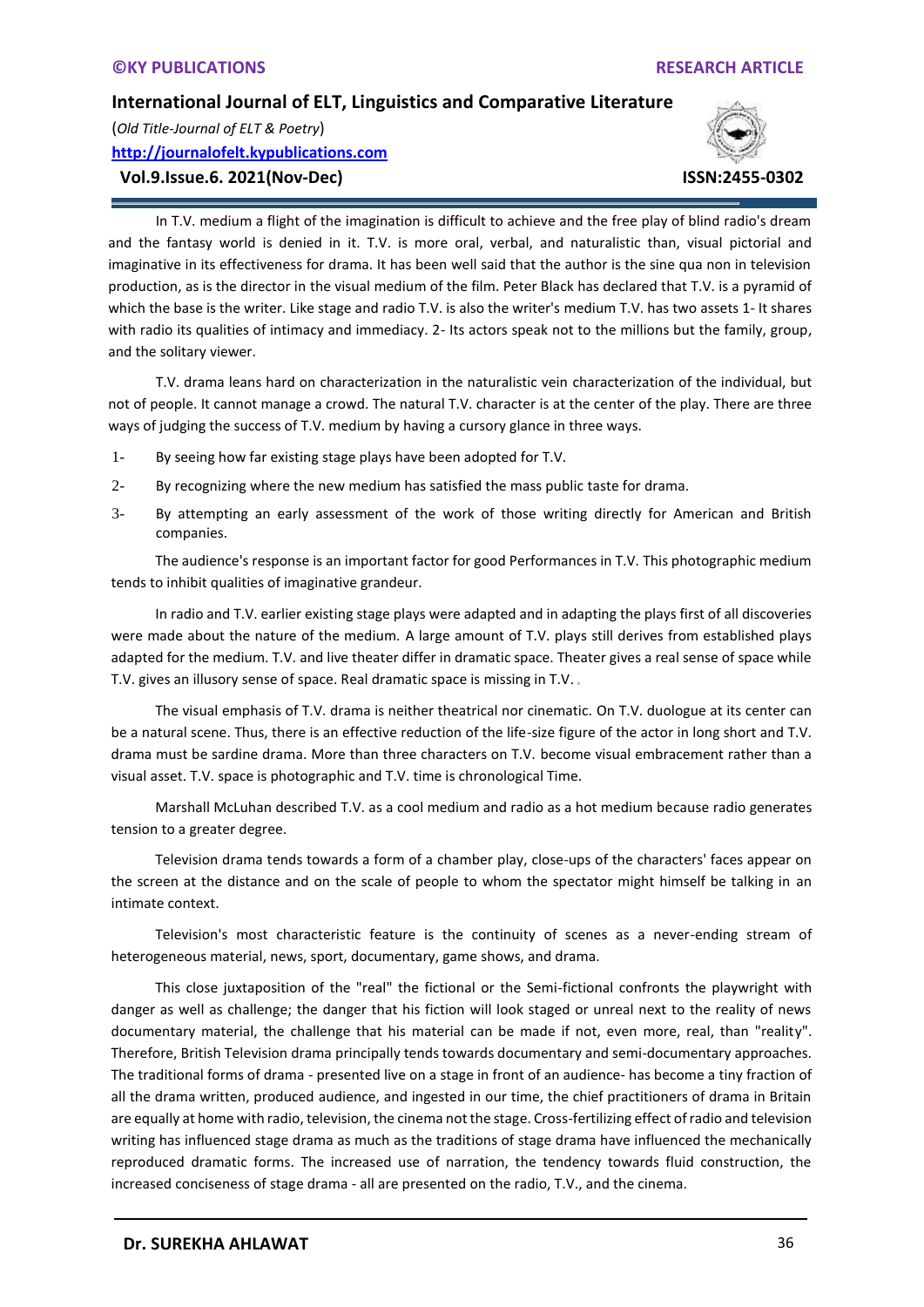In T.V. medium a flight of the imagination is difficult to achieve and the free play of blind radio's dream and the fantasy world is denied in it. T.V. is more oral, verbal, and naturalistic than, visual pictorial and imaginative in its effectiveness for drama. It has been well said that the author is the sine qua non in television production, as is the director in the visual medium of the film. Peter Black has declared that T.V. is a pyramid of which the base is the writer. Like stage and radio T.V. is also the writer's medium T.V. has two assets 1- It shares with radio its qualities of intimacy and immediacy. 2- Its actors speak not to the millions but the family, group, and the solitary viewer.

T.V. drama leans hard on characterization in the naturalistic vein characterization of the individual, but not of people. It cannot manage a crowd. The natural T.V. character is at the center of the play. There are three ways of judging the success of T.V. medium by having a cursory glance in three ways.

1- By seeing how far existing stage plays have been adopted for T.V.
2- By recognizing where the new medium has satisfied the mass public taste for drama.
3- By attempting an early assessment of the work of those writing directly for American and British companies.

The audience's response is an important factor for good Performances in T.V. This photographic medium tends to inhibit qualities of imaginative grandeur.

In radio and T.V. earlier existing stage plays were adapted and in adapting the plays first of all discoveries were made about the nature of the medium. A large amount of T.V. plays still derives from established plays adapted for the medium. T.V. and live theater differ in dramatic space. Theater gives a real sense of space while T.V. gives an illusory sense of space. Real dramatic space is missing in T.V.

The visual emphasis of T.V. drama is neither theatrical nor cinematic. On T.V. duologue at its center can be a natural scene. Thus, there is an effective reduction of the life-size figure of the actor in long short and T.V. drama must be sardine drama. More than three characters on T.V. become visual embracement rather than a visual asset. T.V. space is photographic and T.V. time is chronological Time.

Marshall McLuhan described T.V. as a cool medium and radio as a hot medium because radio generates tension to a greater degree.

Television drama tends towards a form of a chamber play, close-ups of the characters' faces appear on the screen at the distance and on the scale of people to whom the spectator might himself be talking in an intimate context.

Television's most characteristic feature is the continuity of scenes as a never-ending stream of heterogeneous material, news, sport, documentary, game shows, and drama.

This close juxtaposition of the "real" the fictional or the Semi-fictional confronts the playwright with danger as well as challenge; the danger that his fiction will look staged or unreal next to the reality of news documentary material, the challenge that his material can be made if not, even more, real, than "reality". Therefore, British Television drama principally tends towards documentary and semi-documentary approaches. The traditional forms of drama - presented live on a stage in front of an audience- has become a tiny fraction of all the drama written, produced audience, and ingested in our time, the chief practitioners of drama in Britain are equally at home with radio, television, the cinema not the stage. Cross-fertilizing effect of radio and television writing has influenced stage drama as much as the traditions of stage drama have influenced the mechanically reproduced dramatic forms. The increased use of narration, the tendency towards fluid construction, the increased conciseness of stage drama - all are presented on the radio, T.V., and the cinema.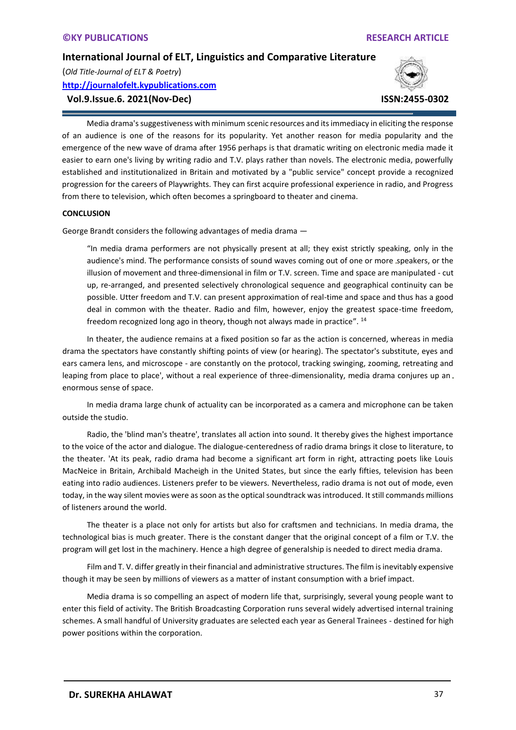Media drama's suggestiveness with minimum scenic resources and its immediacy in eliciting the response of an audience is one of the reasons for its popularity. Yet another reason for media popularity and the emergence of the new wave of drama after 1956 perhaps is that dramatic writing on electronic media made it easier to earn one's living by writing radio and T.V. plays rather than novels. The electronic media, powerfully established and institutionalized in Britain and motivated by a "public service" concept provide a recognized progression for the careers of Playwrights. They can first acquire professional experience in radio, and Progress from there to television, which often becomes a springboard to theater and cinema.

**CONCLUSION**

George Brandt considers the following advantages of media drama —

> "In media drama performers are not physically present at all; they exist strictly speaking, only in the audience's mind. The performance consists of sound waves coming out of one or more speakers, or the illusion of movement and three-dimensional in film or T.V. screen. Time and space are manipulated - cut up, re-arranged, and presented selectively chronological sequence and geographical continuity can be possible. Utter freedom and T.V. can present approximation of real-time and space and thus has a good deal in common with the theater. Radio and film, however, enjoy the greatest space-time freedom, freedom recognized long ago in theory, though not always made in practice". [14]

In theater, the audience remains at a fixed position so far as the action is concerned, whereas in media drama the spectators have constantly shifting points of view (or hearing). The spectator's substitute, eyes and ears camera lens, and microscope - are constantly on the protocol, tracking swinging, zooming, retreating and leaping from place to place', without a real experience of three-dimensionality, media drama conjures up an enormous sense of space.

In media drama large chunk of actuality can be incorporated as a camera and microphone can be taken outside the studio.

Radio, the 'blind man's theatre', translates all action into sound. It thereby gives the highest importance to the voice of the actor and dialogue. The dialogue-centeredness of radio drama brings it close to literature, to the theater. 'At its peak, radio drama had become a significant art form in right, attracting poets like Louis MacNeice in Britain, Archibald Macheigh in the United States, but since the early fifties, television has been eating into radio audiences. Listeners prefer to be viewers. Nevertheless, radio drama is not out of mode, even today, in the way silent movies were as soon as the optical soundtrack was introduced. It still commands millions of listeners around the world.

The theater is a place not only for artists but also for craftsmen and technicians. In media drama, the technological bias is much greater. There is the constant danger that the original concept of a film or T.V. the program will get lost in the machinery. Hence a high degree of generalship is needed to direct media drama.

Film and T. V. differ greatly in their financial and administrative structures. The film is inevitably expensive though it may be seen by millions of viewers as a matter of instant consumption with a brief impact.

Media drama is so compelling an aspect of modern life that, surprisingly, several young people want to enter this field of activity. The British Broadcasting Corporation runs several widely advertised internal training schemes. A small handful of University graduates are selected each year as General Trainees - destined for high power positions within the corporation.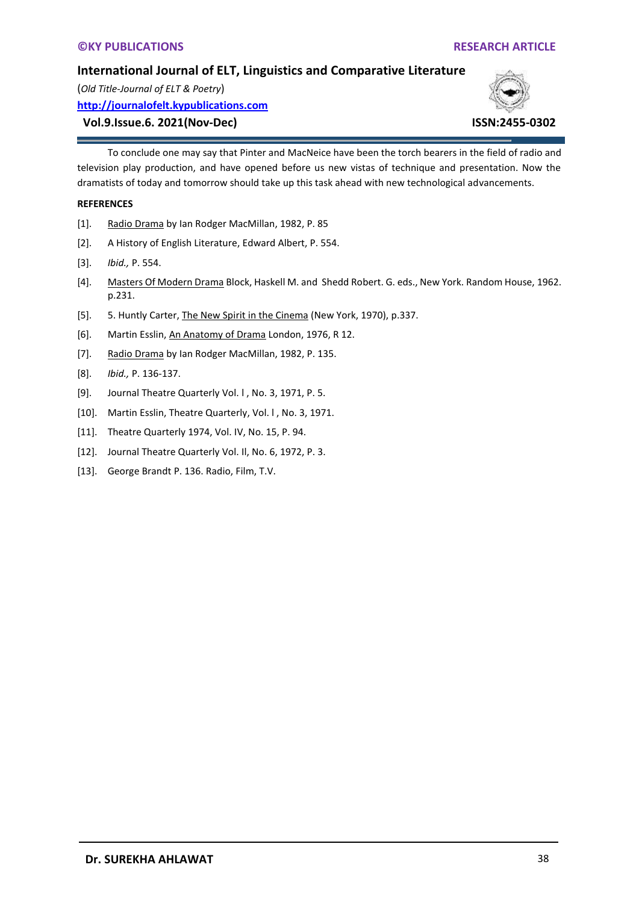To conclude one may say that Pinter and MacNeice have been the torch bearers in the field of radio and television play production, and have opened before us new vistas of technique and presentation. Now the dramatists of today and tomorrow should take up this task ahead with new technological advancements.

**REFERENCES**

[1]. Radio Drama by Ian Rodger MacMillan, 1982, P. 85

[2]. A History of English Literature, Edward Albert, P. 554.

[3]. *Ibid.,* P. 554.

[4]. Masters Of Modern Drama Block, Haskell M. and Shedd Robert. G. eds., New York. Random House, 1962. p.231.

[5]. 5. Huntly Carter, The New Spirit in the Cinema (New York, 1970), p.337.

[6]. Martin Esslin, An Anatomy of Drama London, 1976, R 12.

[7]. Radio Drama by Ian Rodger MacMillan, 1982, P. 135.

[8]. *Ibid.,* P. 136-137.

[9]. Journal Theatre Quarterly Vol. l , No. 3, 1971, P. 5.

[10]. Martin Esslin, Theatre Quarterly, Vol. l , No. 3, 1971.

[11]. Theatre Quarterly 1974, Vol. IV, No. 15, P. 94.

[12]. Journal Theatre Quarterly Vol. Il, No. 6, 1972, P. 3.

[13]. George Brandt P. 136. Radio, Film, T.V.